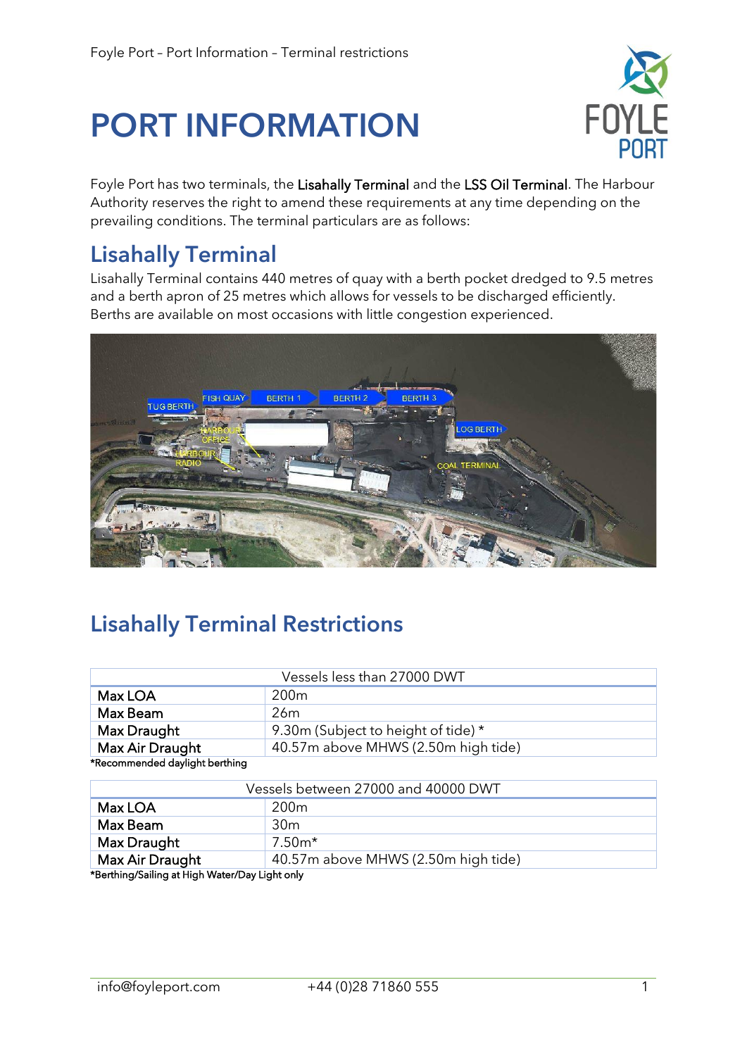# PORT INFORMATION

Foyle Port has two terminals, the Lisahally Terminal and the LSS Oil Terminal. The Harbour Authority reserves the right to amend these requirements at any time depending on the prevailing conditions. The terminal particulars are as follows:

## Lisahally Terminal

Lisahally Terminal contains 440 metres of quay with a berth pocket dredged to 9.5 metres and a berth apron of 25 metres which allows for vessels to be discharged efficiently. Berths are available on most occasions with little congestion experienced.

## Lisahally Terminal Restrictions

| Vessels less than 27000 DWT | |
|---|---|
| Max LOA | 200m |
| Max Beam | 26m |
| Max Draught | 9.30m (Subject to height of tide) * |
| Max Air Draught | 40.57m above MHWS (2.50m high tide) |

*Recommended daylight berthing

| Vessels between 27000 and 40000 DWT | |
|---|---|
| Max LOA | 200m |
| Max Beam | 30m |
| Max Draught | 7.50m* |
| Max Air Draught | 40.57m above MHWS (2.50m high tide) |

*Berthing/Sailing at High Water/Day Light only

info@foyleport.com +44 (0)28 71860 555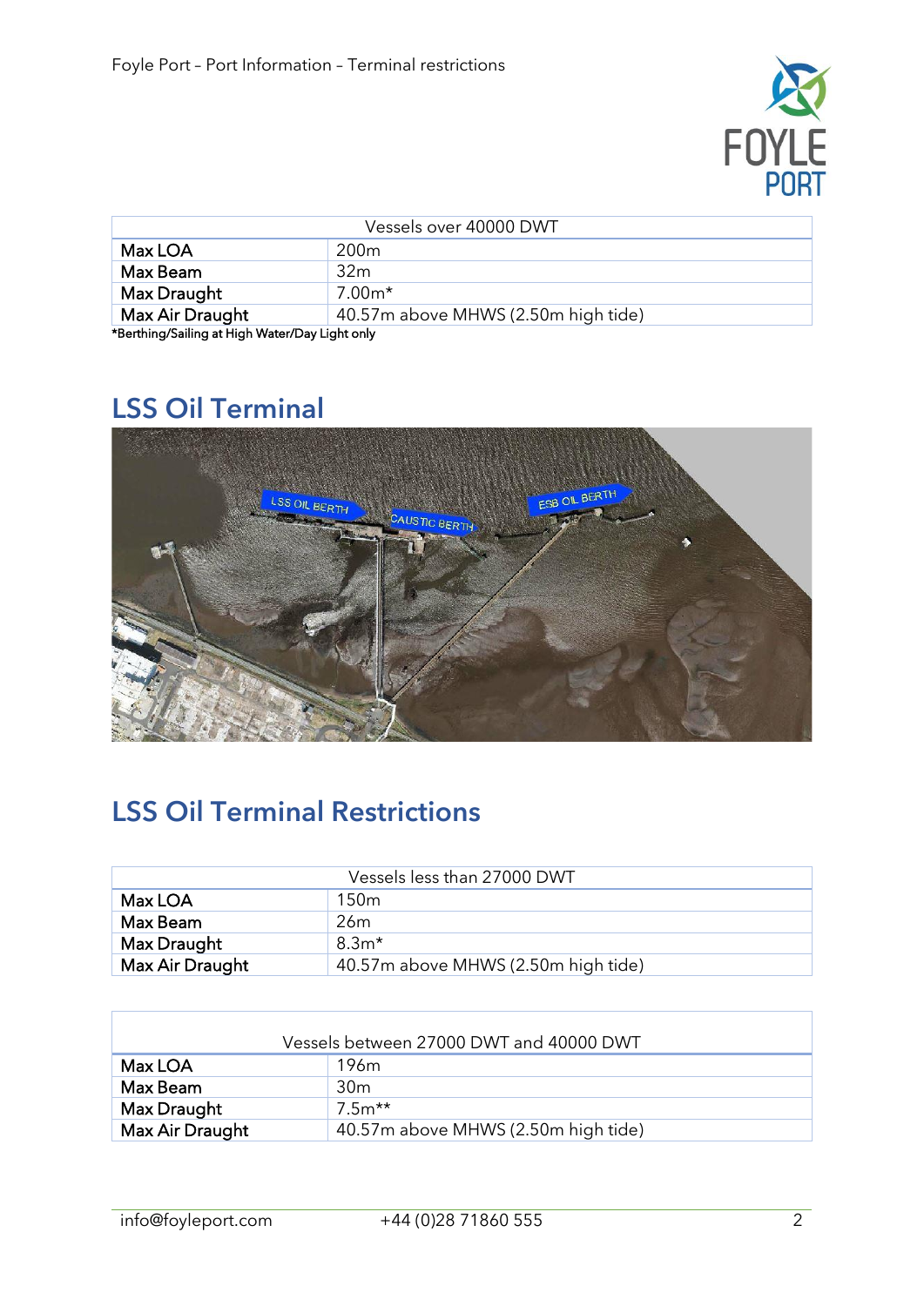| Vessels over 40000 DWT | |
|---|---|
| Max LOA | 200m |
| Max Beam | 32m |
| Max Draught | 7.00m* |
| Max Air Draught | 40.57m above MHWS (2.50m high tide) |

*Berthing/Sailing at High Water/Day Light only

## LSS Oil Terminal

## LSS Oil Terminal Restrictions

| Vessels less than 27000 DWT | |
|---|---|
| Max LOA | 150m |
| Max Beam | 26m |
| Max Draught | 8.3m* |
| Max Air Draught | 40.57m above MHWS (2.50m high tide) |

| Vessels between 27000 DWT and 40000 DWT | |
|---|---|
| Max LOA | 196m |
| Max Beam | 30m |
| Max Draught | 7.5m** |
| Max Air Draught | 40.57m above MHWS (2.50m high tide) |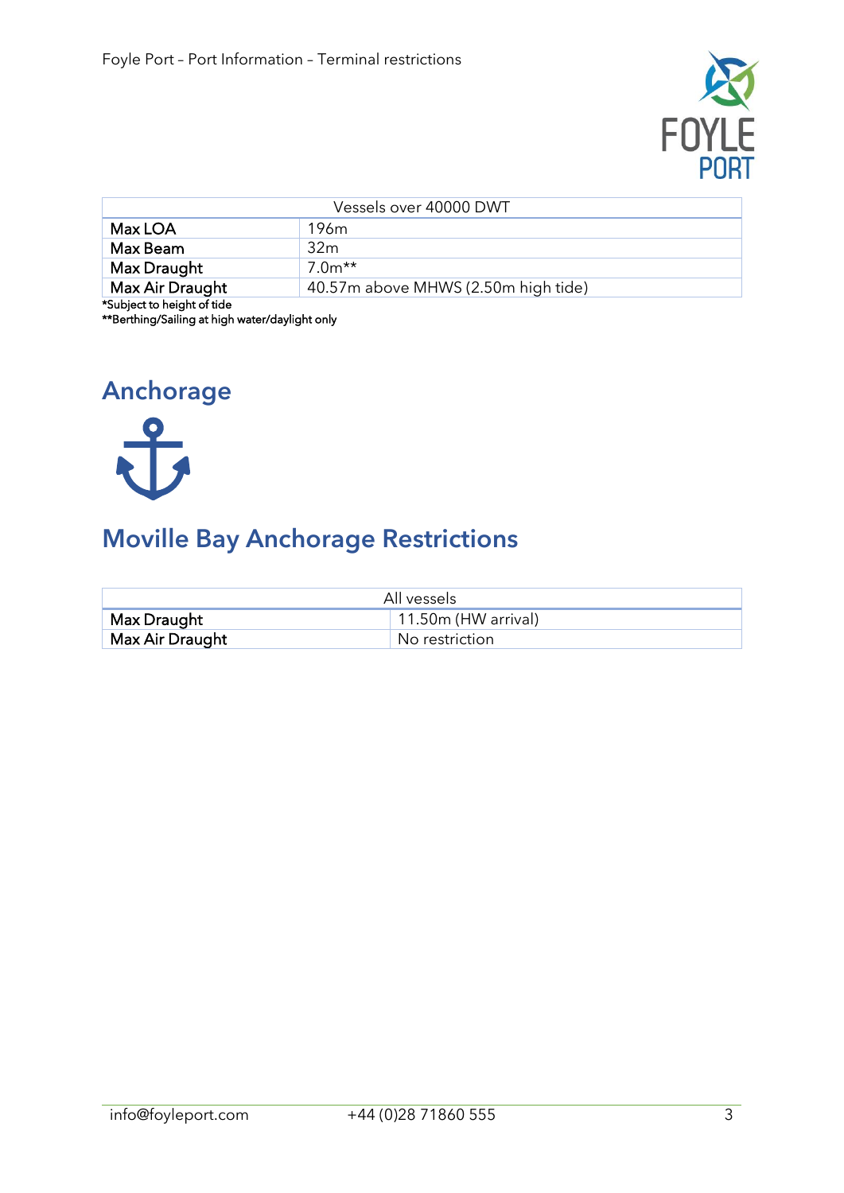| Vessels over 40000 DWT | |
|---|---|
| Max LOA | 196m |
| Max Beam | 32m |
| Max Draught | 7.0m** |
| Max Air Draught | 40.57m above MHWS (2.50m high tide) |

*Subject to height of tide
**Berthing/Sailing at high water/daylight only

## Anchorage

## Moville Bay Anchorage Restrictions

| All vessels | |
|---|---|
| Max Draught | 11.50m (HW arrival) |
| Max Air Draught | No restriction |